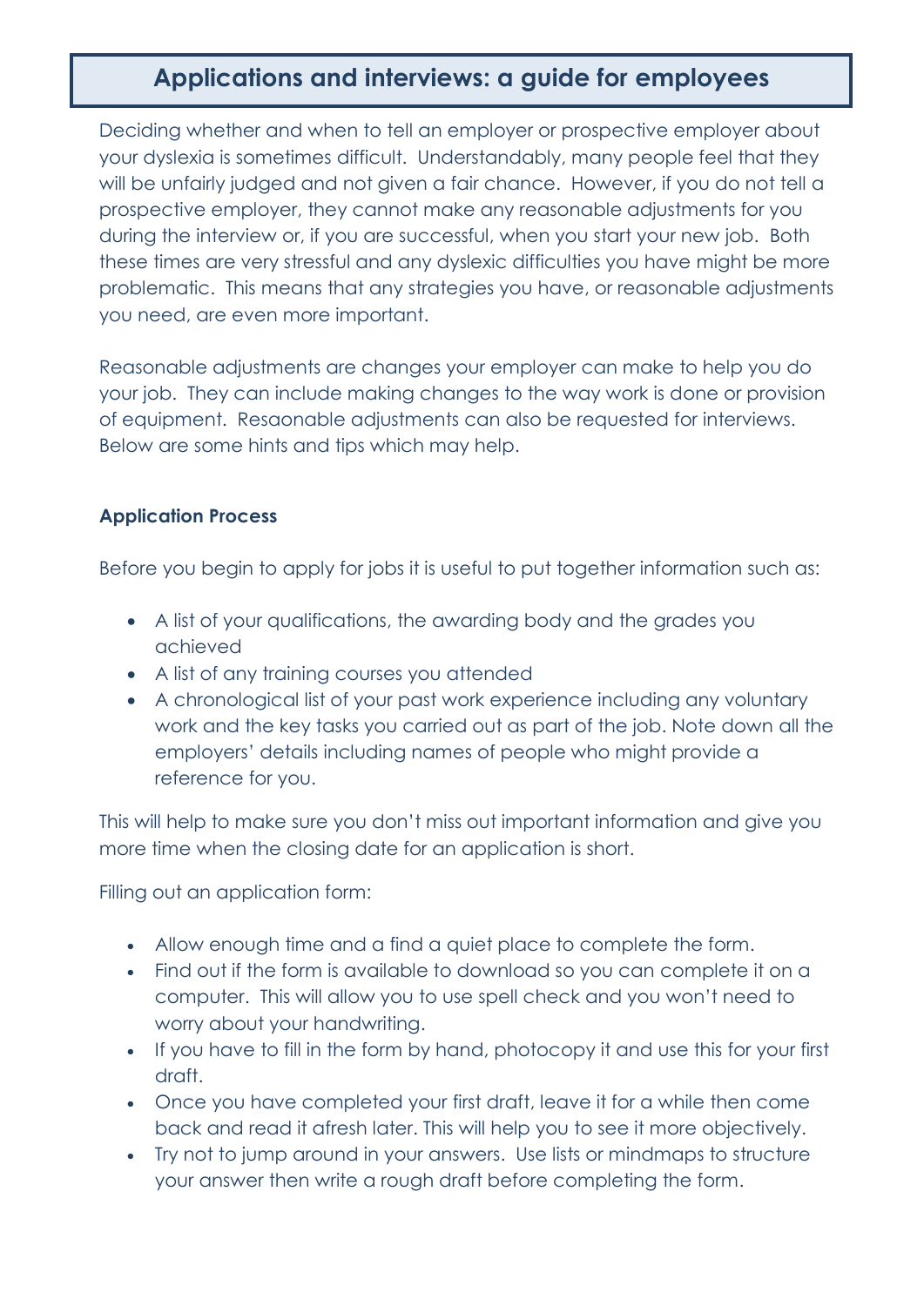# Applications and interviews: a guide for employees

Deciding whether and when to tell an employer or prospective employer about your dyslexia is sometimes difficult. Understandably, many people feel that they will be unfairly judged and not given a fair chance. However, if you do not tell a prospective employer, they cannot make any reasonable adjustments for you during the interview or, if you are successful, when you start your new job. Both these times are very stressful and any dyslexic difficulties you have might be more problematic. This means that any strategies you have, or reasonable adjustments you need, are even more important.

Reasonable adjustments are changes your employer can make to help you do your job. They can include making changes to the way work is done or provision of equipment. Resaonable adjustments can also be requested for interviews. Below are some hints and tips which may help.

### Application Process

Before you begin to apply for jobs it is useful to put together information such as:

- A list of your qualifications, the awarding body and the grades you achieved
- A list of any training courses you attended
- A chronological list of your past work experience including any voluntary work and the key tasks you carried out as part of the job. Note down all the employers' details including names of people who might provide a reference for you.

This will help to make sure you don't miss out important information and give you more time when the closing date for an application is short.

Filling out an application form:

- Allow enough time and a find a quiet place to complete the form.
- Find out if the form is available to download so you can complete it on a computer. This will allow you to use spell check and you won't need to worry about your handwriting.
- If you have to fill in the form by hand, photocopy it and use this for your first draft.
- Once you have completed your first draft, leave it for a while then come back and read it afresh later. This will help you to see it more objectively.
- Try not to jump around in your answers. Use lists or mindmaps to structure your answer then write a rough draft before completing the form.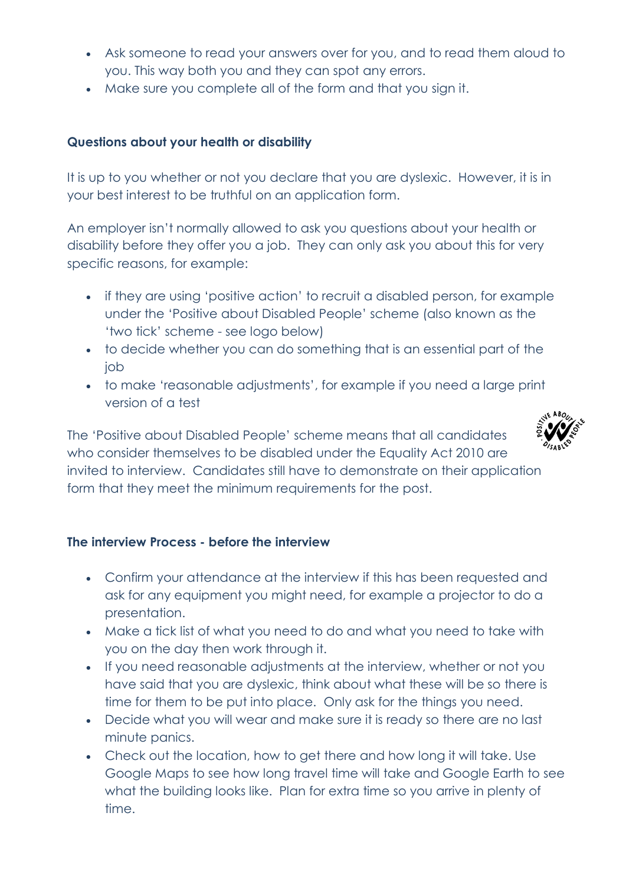- Ask someone to read your answers over for you, and to read them aloud to you. This way both you and they can spot any errors.
- Make sure you complete all of the form and that you sign it.

**Questions about your health or disability**

It is up to you whether or not you declare that you are dyslexic. However, it is in your best interest to be truthful on an application form.

An employer isn't normally allowed to ask you questions about your health or disability before they offer you a job. They can only ask you about this for very specific reasons, for example:

- if they are using 'positive action' to recruit a disabled person, for example under the 'Positive about Disabled People' scheme (also known as the 'two tick' scheme - see logo below)
- to decide whether you can do something that is an essential part of the job
- to make 'reasonable adjustments', for example if you need a large print version of a test

The 'Positive about Disabled People' scheme means that all candidates who consider themselves to be disabled under the Equality Act 2010 are invited to interview. Candidates still have to demonstrate on their application form that they meet the minimum requirements for the post.

**The interview Process - before the interview**

- Confirm your attendance at the interview if this has been requested and ask for any equipment you might need, for example a projector to do a presentation.
- Make a tick list of what you need to do and what you need to take with you on the day then work through it.
- If you need reasonable adjustments at the interview, whether or not you have said that you are dyslexic, think about what these will be so there is time for them to be put into place. Only ask for the things you need.
- Decide what you will wear and make sure it is ready so there are no last minute panics.
- Check out the location, how to get there and how long it will take. Use Google Maps to see how long travel time will take and Google Earth to see what the building looks like. Plan for extra time so you arrive in plenty of time.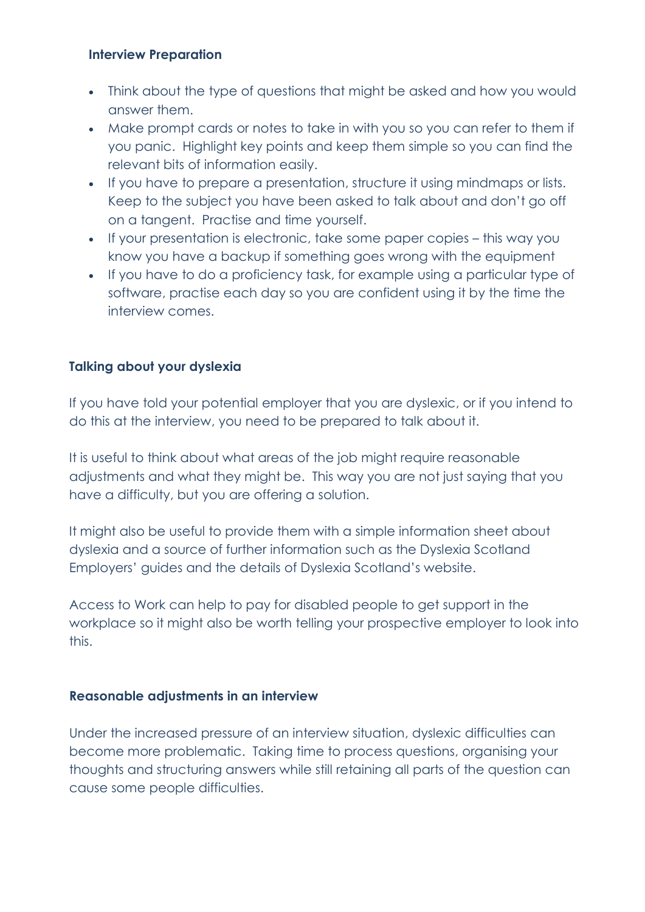**Interview Preparation**

- Think about the type of questions that might be asked and how you would answer them.
- Make prompt cards or notes to take in with you so you can refer to them if you panic. Highlight key points and keep them simple so you can find the relevant bits of information easily.
- If you have to prepare a presentation, structure it using mindmaps or lists. Keep to the subject you have been asked to talk about and don't go off on a tangent. Practise and time yourself.
- If your presentation is electronic, take some paper copies – this way you know you have a backup if something goes wrong with the equipment
- If you have to do a proficiency task, for example using a particular type of software, practise each day so you are confident using it by the time the interview comes.

**Talking about your dyslexia**

If you have told your potential employer that you are dyslexic, or if you intend to do this at the interview, you need to be prepared to talk about it.

It is useful to think about what areas of the job might require reasonable adjustments and what they might be. This way you are not just saying that you have a difficulty, but you are offering a solution.

It might also be useful to provide them with a simple information sheet about dyslexia and a source of further information such as the Dyslexia Scotland Employers' guides and the details of Dyslexia Scotland's website.

Access to Work can help to pay for disabled people to get support in the workplace so it might also be worth telling your prospective employer to look into this.

**Reasonable adjustments in an interview**

Under the increased pressure of an interview situation, dyslexic difficulties can become more problematic. Taking time to process questions, organising your thoughts and structuring answers while still retaining all parts of the question can cause some people difficulties.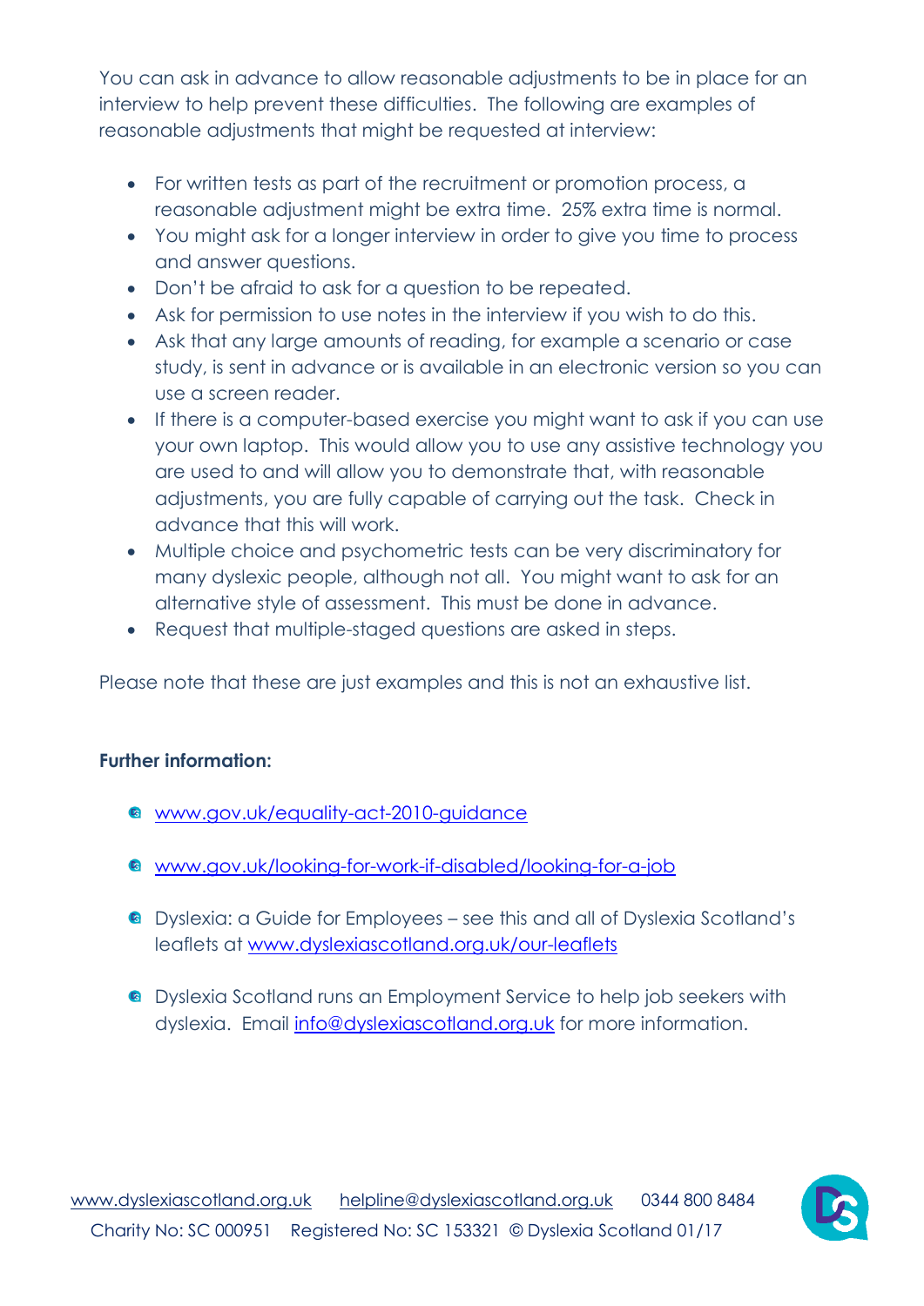You can ask in advance to allow reasonable adjustments to be in place for an interview to help prevent these difficulties. The following are examples of reasonable adjustments that might be requested at interview:

- For written tests as part of the recruitment or promotion process, a reasonable adjustment might be extra time. 25% extra time is normal.
- You might ask for a longer interview in order to give you time to process and answer questions.
- Don't be afraid to ask for a question to be repeated.
- Ask for permission to use notes in the interview if you wish to do this.
- Ask that any large amounts of reading, for example a scenario or case study, is sent in advance or is available in an electronic version so you can use a screen reader.
- If there is a computer-based exercise you might want to ask if you can use your own laptop. This would allow you to use any assistive technology you are used to and will allow you to demonstrate that, with reasonable adjustments, you are fully capable of carrying out the task. Check in advance that this will work.
- Multiple choice and psychometric tests can be very discriminatory for many dyslexic people, although not all. You might want to ask for an alternative style of assessment. This must be done in advance.
- Request that multiple-staged questions are asked in steps.

Please note that these are just examples and this is not an exhaustive list.

**Further information:**

- www.gov.uk/equality-act-2010-guidance
- www.gov.uk/looking-for-work-if-disabled/looking-for-a-job
- Dyslexia: a Guide for Employees – see this and all of Dyslexia Scotland's leaflets at www.dyslexiascotland.org.uk/our-leaflets
- Dyslexia Scotland runs an Employment Service to help job seekers with dyslexia. Email info@dyslexiascotland.org.uk for more information.

www.dyslexiascotland.org.uk helpline@dyslexiascotland.org.uk 0344 800 8484

Charity No: SC 000951 Registered No: SC 153321 © Dyslexia Scotland 01/17